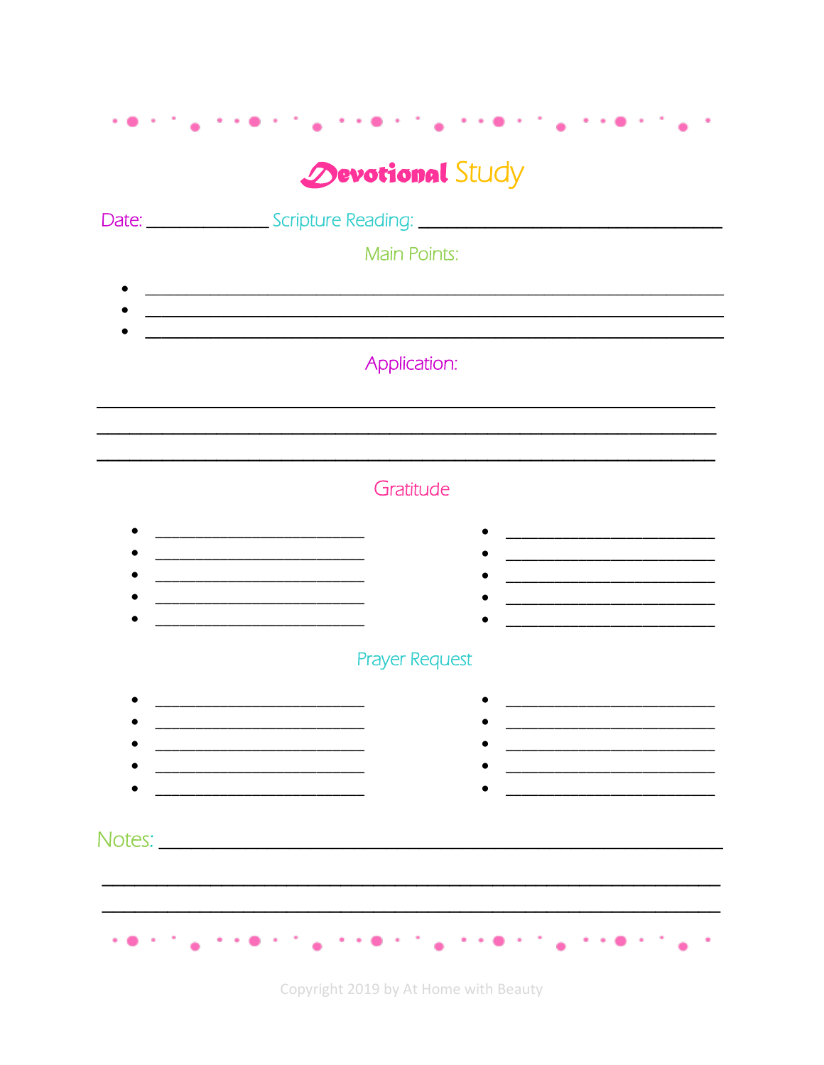# Devotional Study

Date: _______________ Scripture Reading: ______________________________________

## Main Points:

- ________________________________________________________________________
- ________________________________________________________________________
- ________________________________________________________________________

## Application:

____________________________________________________________________________

____________________________________________________________________________

____________________________________________________________________________

## Gratitude

- __________________________
- __________________________
- __________________________
- __________________________
- __________________________
- __________________________
- __________________________
- __________________________
- __________________________
- __________________________

## Prayer Request

- __________________________
- __________________________
- __________________________
- __________________________
- __________________________
- __________________________
- __________________________
- __________________________
- __________________________
- __________________________

Notes: ______________________________________________________________________

____________________________________________________________________________

____________________________________________________________________________

Copyright 2019 by At Home with Beauty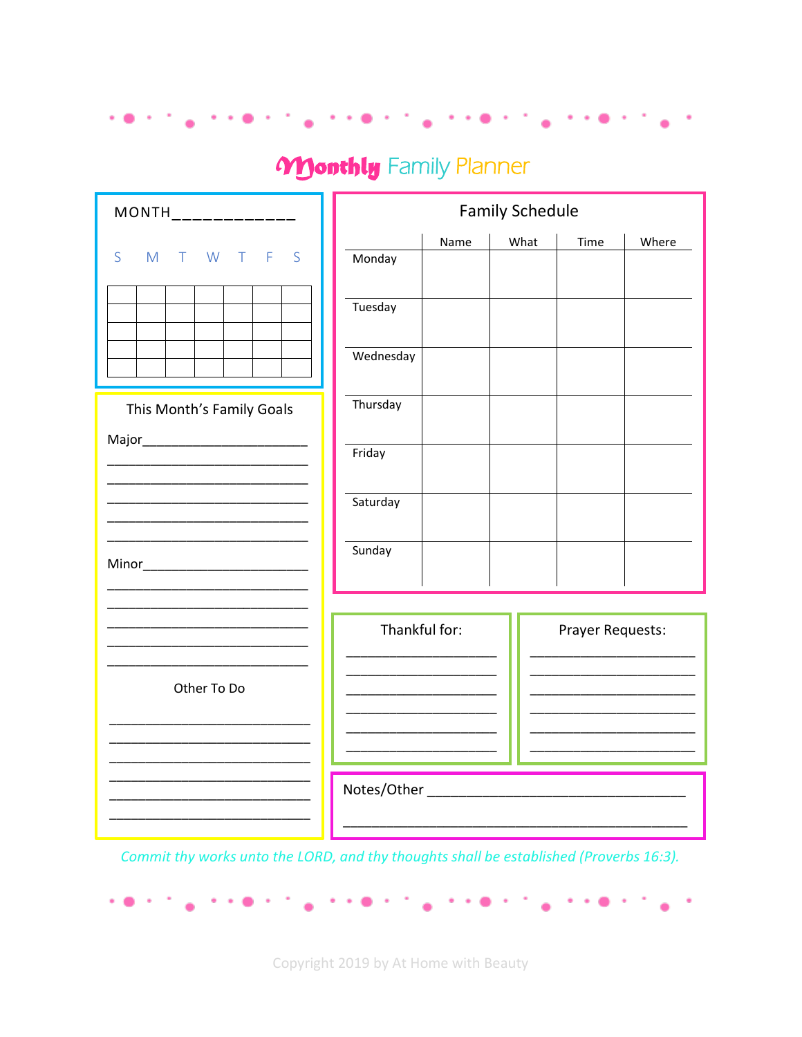# Monthly Family Planner

MONTH____________

| S | M | T | W | T | F | S |
|---|---|---|---|---|---|---|
| | | | | | | |
| | | | | | | |
| | | | | | | |
| | | | | | | |
| | | | | | | |

## This Month's Family Goals

Major________________________

____________________________

____________________________

____________________________

____________________________

____________________________

Minor________________________

____________________________

____________________________

____________________________

____________________________

____________________________

### Other To Do

____________________________

____________________________

____________________________

____________________________

____________________________

____________________________

## Family Schedule

| | Name | What | Time | Where |
|---|---|---|---|---|
| Monday | | | | |
| Tuesday | | | | |
| Wednesday | | | | |
| Thursday | | | | |
| Friday | | | | |
| Saturday | | | | |
| Sunday | | | | |

### Thankful for:

______________________

______________________

______________________

______________________

______________________

______________________

### Prayer Requests:

______________________

______________________

______________________

______________________

______________________

______________________

Notes/Other ______________________________

__________________________________________

*Commit thy works unto the LORD, and thy thoughts shall be established (Proverbs 16:3).*

Copyright 2019 by At Home with Beauty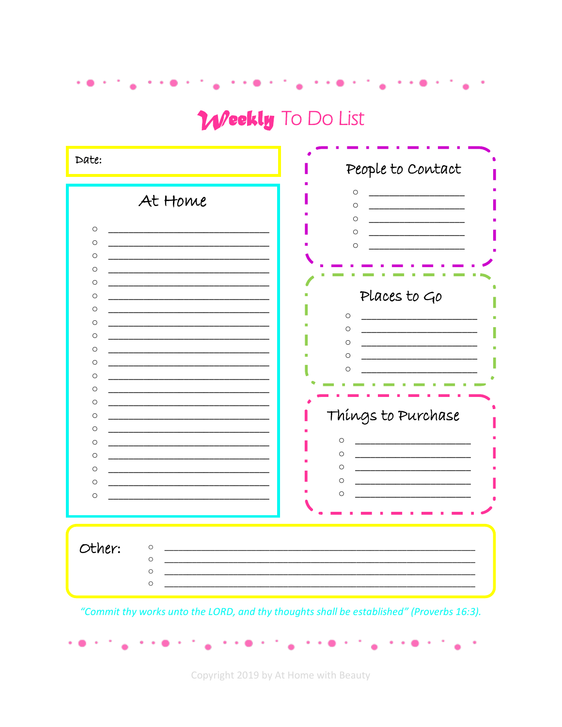# Weekly To Do List

Date:

## At Home

- ______________________________
- ______________________________
- ______________________________
- ______________________________
- ______________________________
- ______________________________
- ______________________________
- ______________________________
- ______________________________
- ______________________________
- ______________________________
- ______________________________
- ______________________________
- ______________________________
- ______________________________
- ______________________________
- ______________________________
- ______________________________
- ______________________________
- ______________________________
- ______________________________

## People to Contact

- __________________
- __________________
- __________________
- __________________
- __________________

## Places to Go

- ______________________
- ______________________
- ______________________
- ______________________
- ______________________

## Things to Purchase

- ______________________
- ______________________
- ______________________
- ______________________
- ______________________

## Other:

- ____________________________________________________________
- ____________________________________________________________
- ____________________________________________________________
- ____________________________________________________________

*"Commit thy works unto the LORD, and thy thoughts shall be established" (Proverbs 16:3).*

Copyright 2019 by At Home with Beauty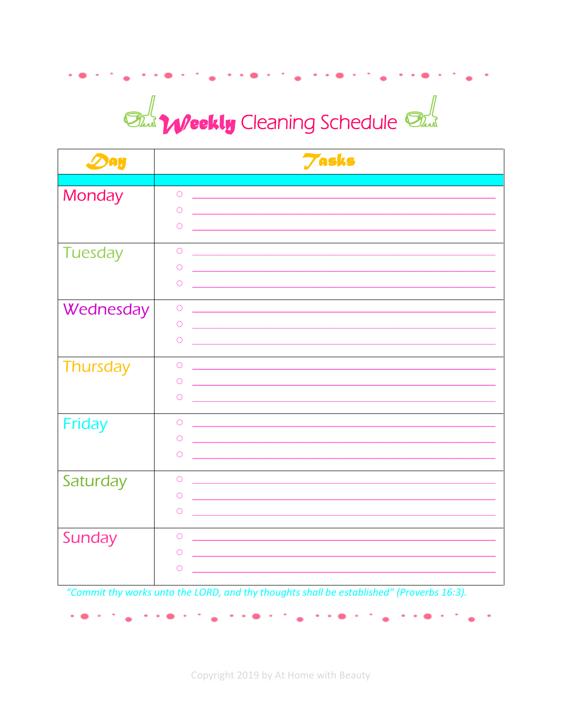# Weekly Cleaning Schedule

| Day | Tasks |
|---|---|
| | |
| Monday | ○ ____________<br>○ ____________<br>○ ____________ |
| Tuesday | ○ ____________<br>○ ____________<br>○ ____________ |
| Wednesday | ○ ____________<br>○ ____________<br>○ ____________ |
| Thursday | ○ ____________<br>○ ____________<br>○ ____________ |
| Friday | ○ ____________<br>○ ____________<br>○ ____________ |
| Saturday | ○ ____________<br>○ ____________<br>○ ____________ |
| Sunday | ○ ____________<br>○ ____________<br>○ ____________ |

*"Commit thy works unto the LORD, and thy thoughts shall be established" (Proverbs 16:3).*

Copyright 2019 by At Home with Beauty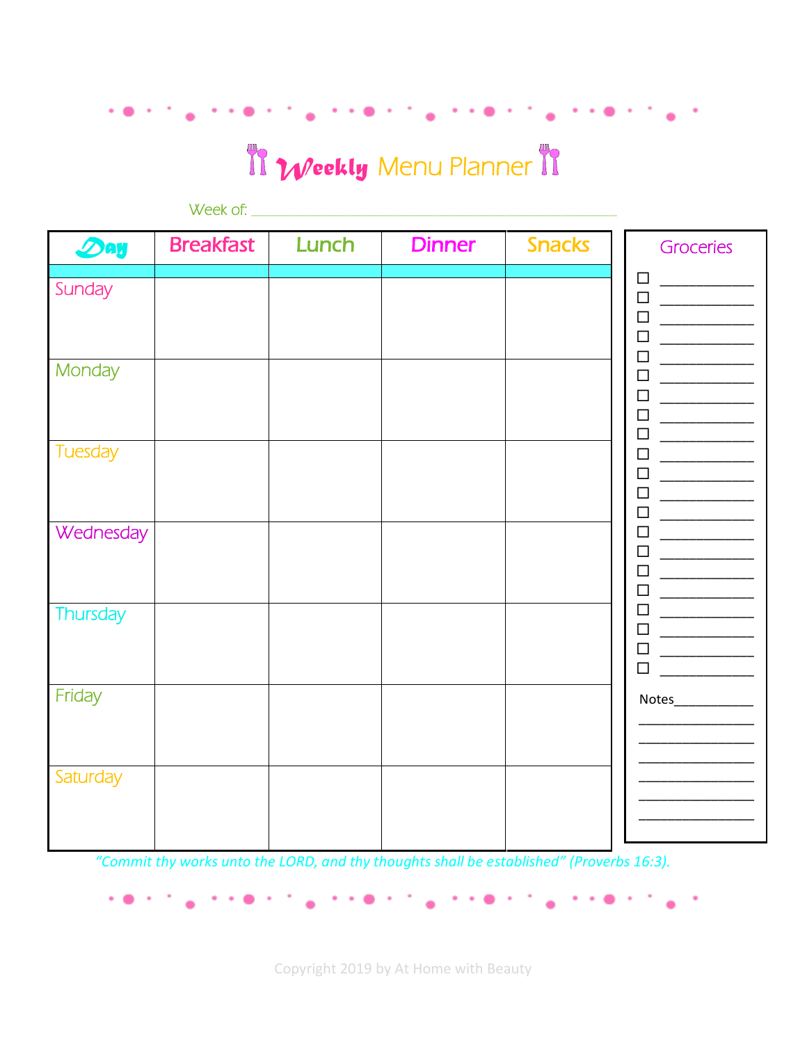# Weekly Menu Planner

Week of: ___________________________________________

| Day | Breakfast | Lunch | Dinner | Snacks |
|---|---|---|---|---|
| Sunday | | | | |
| Monday | | | | |
| Tuesday | | | | |
| Wednesday | | | | |
| Thursday | | | | |
| Friday | | | | |
| Saturday | | | | |

## Groceries

- ☐ ____________
- ☐ ____________
- ☐ ____________
- ☐ ____________
- ☐ ____________
- ☐ ____________
- ☐ ____________
- ☐ ____________
- ☐ ____________
- ☐ ____________
- ☐ ____________
- ☐ ____________
- ☐ ____________
- ☐ ____________
- ☐ ____________
- ☐ ____________
- ☐ ____________
- ☐ ____________
- ☐ ____________
- ☐ ____________
- ☐ ____________

Notes___________

_______________

_______________

_______________

_______________

_______________

_______________

*"Commit thy works unto the LORD, and thy thoughts shall be established" (Proverbs 16:3).*

Copyright 2019 by At Home with Beauty